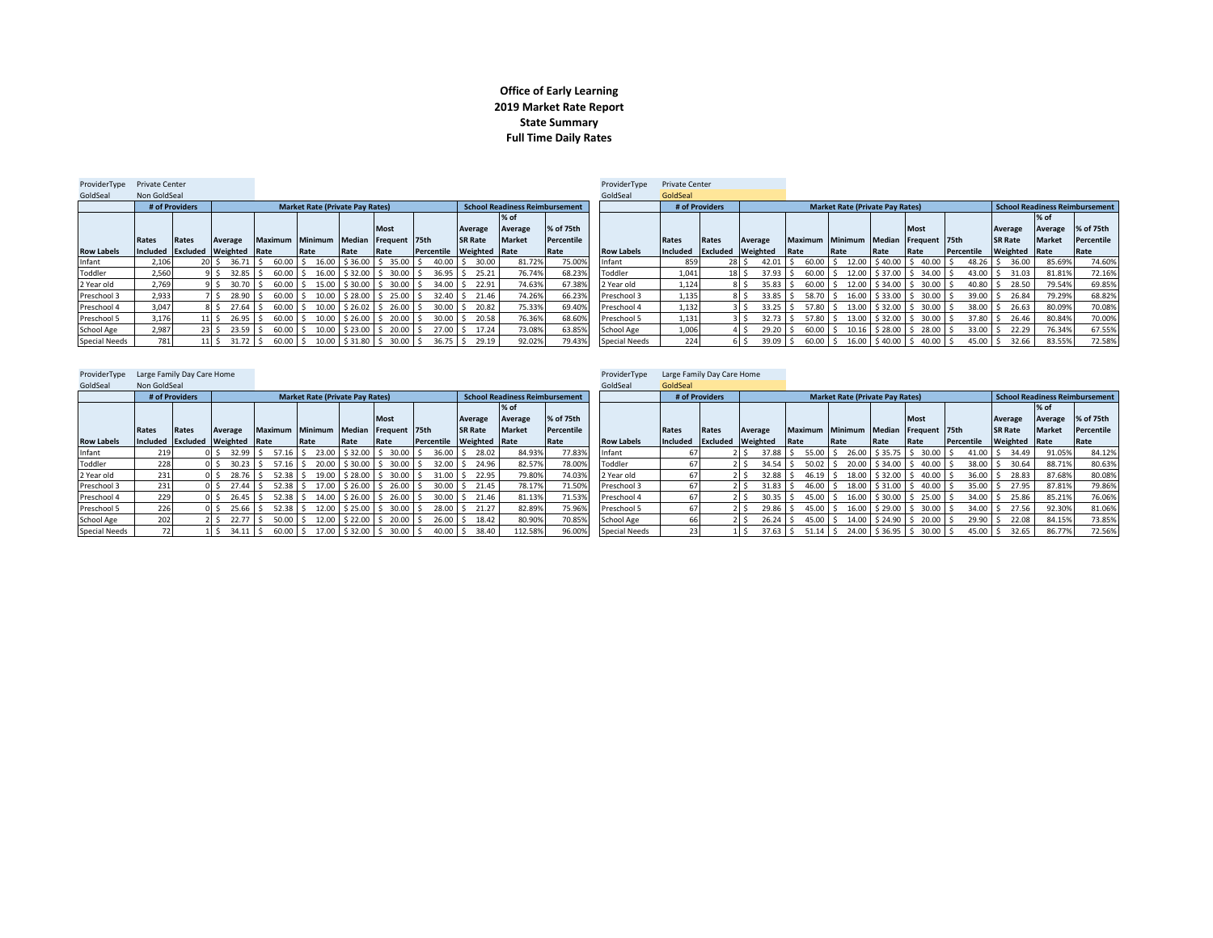**Office of Early Learning**
**2019 Market Rate Report**
**State Summary**
**Full Time Daily Rates**

ProviderType: Private Center
GoldSeal: Non GoldSeal

| | # of Providers | | Market Rate (Private Pay Rates) | | | | | | | School Readiness Reimbursement | | |
|---|---|---|---|---|---|---|---|---|---|---|---|---|
| Row Labels | Rates Included | Rates Excluded | Average Weighted | Maximum Rate | Minimum Rate | Median Rate | Most Frequent Rate | 75th Percentile | Average SR Rate Weighted | % of Average Market Rate | % of 75th Percentile Rate |
| Infant | 2,106 | 20 | $ 36.71 | $ 60.00 | $ 16.00 | $ 36.00 | $ 35.00 | $ 40.00 | $ 30.00 | 81.72% | 75.00% |
| Toddler | 2,560 | 9 | $ 32.85 | $ 60.00 | $ 16.00 | $ 32.00 | $ 30.00 | $ 36.95 | $ 25.21 | 76.74% | 68.23% |
| 2 Year old | 2,769 | 9 | $ 30.70 | $ 60.00 | $ 15.00 | $ 30.00 | $ 30.00 | $ 34.00 | $ 22.91 | 74.63% | 67.38% |
| Preschool 3 | 2,933 | 7 | $ 28.90 | $ 60.00 | $ 10.00 | $ 28.00 | $ 25.00 | $ 32.40 | $ 21.46 | 74.26% | 66.23% |
| Preschool 4 | 3,047 | 8 | $ 27.64 | $ 60.00 | $ 10.00 | $ 26.02 | $ 26.00 | $ 30.00 | $ 20.82 | 75.33% | 69.40% |
| Preschool 5 | 3,176 | 11 | $ 26.95 | $ 60.00 | $ 10.00 | $ 26.00 | $ 20.00 | $ 30.00 | $ 20.58 | 76.36% | 68.60% |
| School Age | 2,987 | 23 | $ 23.59 | $ 60.00 | $ 10.00 | $ 23.00 | $ 20.00 | $ 27.00 | $ 17.24 | 73.08% | 63.85% |
| Special Needs | 781 | 11 | $ 31.72 | $ 60.00 | $ 10.00 | $ 31.80 | $ 30.00 | $ 36.75 | $ 29.19 | 92.02% | 79.43% |

ProviderType: Private Center
GoldSeal: GoldSeal

| | # of Providers | | Market Rate (Private Pay Rates) | | | | | | | School Readiness Reimbursement | | |
|---|---|---|---|---|---|---|---|---|---|---|---|---|
| Row Labels | Rates Included | Rates Excluded | Average Weighted | Maximum Rate | Minimum Rate | Median Rate | Most Frequent Rate | 75th Percentile | Average SR Rate Weighted | % of Average Market Rate | % of 75th Percentile Rate |
| Infant | 859 | 28 | $ 42.01 | $ 60.00 | $ 12.00 | $ 40.00 | $ 40.00 | $ 48.26 | $ 36.00 | 85.69% | 74.60% |
| Toddler | 1,041 | 18 | $ 37.93 | $ 60.00 | $ 12.00 | $ 37.00 | $ 34.00 | $ 43.00 | $ 31.03 | 81.81% | 72.16% |
| 2 Year old | 1,124 | 8 | $ 35.83 | $ 60.00 | $ 12.00 | $ 34.00 | $ 30.00 | $ 40.80 | $ 28.50 | 79.54% | 69.85% |
| Preschool 3 | 1,135 | 8 | $ 33.85 | $ 58.70 | $ 16.00 | $ 33.00 | $ 30.00 | $ 39.00 | $ 26.84 | 79.29% | 68.82% |
| Preschool 4 | 1,132 | 3 | $ 33.25 | $ 57.80 | $ 13.00 | $ 32.00 | $ 30.00 | $ 38.00 | $ 26.63 | 80.09% | 70.08% |
| Preschool 5 | 1,131 | 3 | $ 32.73 | $ 57.80 | $ 13.00 | $ 32.00 | $ 30.00 | $ 37.80 | $ 26.46 | 80.84% | 70.00% |
| School Age | 1,006 | 4 | $ 29.20 | $ 60.00 | $ 10.16 | $ 28.00 | $ 28.00 | $ 33.00 | $ 22.29 | 76.34% | 67.55% |
| Special Needs | 224 | 6 | $ 39.09 | $ 60.00 | $ 16.00 | $ 40.00 | $ 40.00 | $ 45.00 | $ 32.66 | 83.55% | 72.58% |

ProviderType: Large Family Day Care Home
GoldSeal: Non GoldSeal

| | # of Providers | | Market Rate (Private Pay Rates) | | | | | | | School Readiness Reimbursement | | |
|---|---|---|---|---|---|---|---|---|---|---|---|---|
| Row Labels | Rates Included | Rates Excluded | Average Weighted | Maximum Rate | Minimum Rate | Median Rate | Most Frequent Rate | 75th Percentile | Average SR Rate Weighted | % of Average Market Rate | % of 75th Percentile Rate |
| Infant | 219 | 0 | $ 32.99 | $ 57.16 | $ 23.00 | $ 32.00 | $ 30.00 | $ 36.00 | $ 28.02 | 84.93% | 77.83% |
| Toddler | 228 | 0 | $ 30.23 | $ 57.16 | $ 20.00 | $ 30.00 | $ 30.00 | $ 32.00 | $ 24.96 | 82.57% | 78.00% |
| 2 Year old | 231 | 0 | $ 28.76 | $ 52.38 | $ 19.00 | $ 28.00 | $ 30.00 | $ 31.00 | $ 22.95 | 79.80% | 74.03% |
| Preschool 3 | 231 | 0 | $ 27.44 | $ 52.38 | $ 17.00 | $ 26.00 | $ 26.00 | $ 30.00 | $ 21.45 | 78.17% | 71.50% |
| Preschool 4 | 229 | 0 | $ 26.45 | $ 52.38 | $ 14.00 | $ 26.00 | $ 26.00 | $ 30.00 | $ 21.46 | 81.13% | 71.53% |
| Preschool 5 | 226 | 0 | $ 25.66 | $ 52.38 | $ 12.00 | $ 25.00 | $ 30.00 | $ 28.00 | $ 21.27 | 82.89% | 75.96% |
| School Age | 202 | 2 | $ 22.77 | $ 50.00 | $ 12.00 | $ 22.00 | $ 20.00 | $ 26.00 | $ 18.42 | 80.90% | 70.85% |
| Special Needs | 72 | 1 | $ 34.11 | $ 60.00 | $ 17.00 | $ 32.00 | $ 30.00 | $ 40.00 | $ 38.40 | 112.58% | 96.00% |

ProviderType: Large Family Day Care Home
GoldSeal: GoldSeal

| | # of Providers | | Market Rate (Private Pay Rates) | | | | | | | School Readiness Reimbursement | | |
|---|---|---|---|---|---|---|---|---|---|---|---|---|
| Row Labels | Rates Included | Rates Excluded | Average Weighted | Maximum Rate | Minimum Rate | Median Rate | Most Frequent Rate | 75th Percentile | Average SR Rate Weighted | % of Average Market Rate | % of 75th Percentile Rate |
| Infant | 67 | 2 | $ 37.88 | $ 55.00 | $ 26.00 | $ 35.75 | $ 30.00 | $ 41.00 | $ 34.49 | 91.05% | 84.12% |
| Toddler | 67 | 2 | $ 34.54 | $ 50.02 | $ 20.00 | $ 34.00 | $ 40.00 | $ 38.00 | $ 30.64 | 88.71% | 80.63% |
| 2 Year old | 67 | 2 | $ 32.88 | $ 46.19 | $ 18.00 | $ 32.00 | $ 40.00 | $ 36.00 | $ 28.83 | 87.68% | 80.08% |
| Preschool 3 | 67 | 2 | $ 31.83 | $ 46.00 | $ 18.00 | $ 31.00 | $ 40.00 | $ 35.00 | $ 27.95 | 87.81% | 79.86% |
| Preschool 4 | 67 | 2 | $ 30.35 | $ 45.00 | $ 16.00 | $ 30.00 | $ 25.00 | $ 34.00 | $ 25.86 | 85.21% | 76.06% |
| Preschool 5 | 67 | 2 | $ 29.86 | $ 45.00 | $ 16.00 | $ 29.00 | $ 30.00 | $ 34.00 | $ 27.56 | 92.30% | 81.06% |
| School Age | 66 | 2 | $ 26.24 | $ 45.00 | $ 14.00 | $ 24.90 | $ 20.00 | $ 29.90 | $ 22.08 | 84.15% | 73.85% |
| Special Needs | 23 | 1 | $ 37.63 | $ 51.14 | $ 24.00 | $ 36.95 | $ 30.00 | $ 45.00 | $ 32.65 | 86.77% | 72.56% |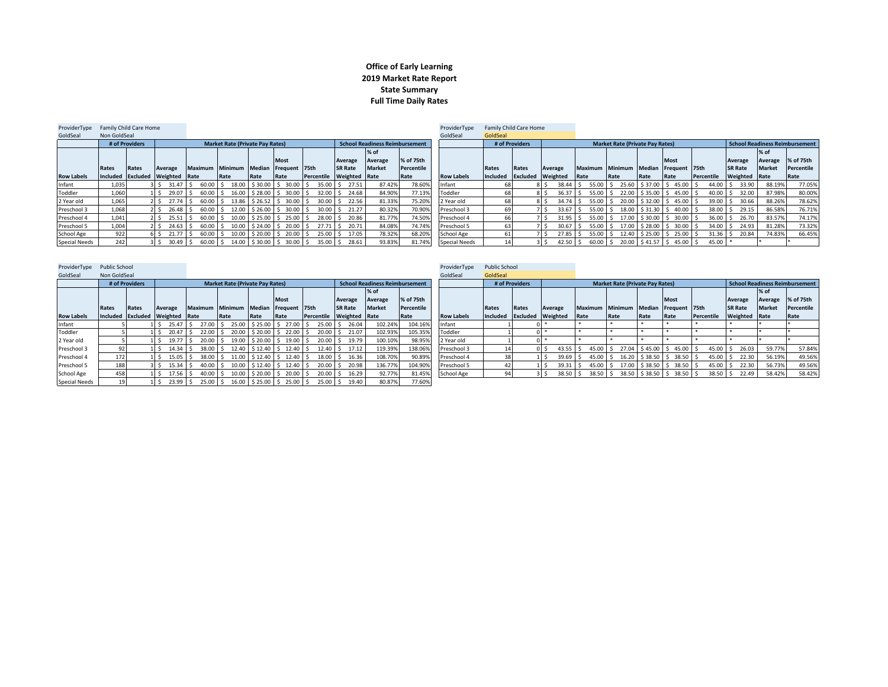**Office of Early Learning**
**2019 Market Rate Report**
**State Summary**
**Full Time Daily Rates**

ProviderType: Family Child Care Home
GoldSeal: Non GoldSeal

| | # of Providers | | Market Rate (Private Pay Rates) | | | | | | School Readiness Reimbursement | | |
|---|---|---|---|---|---|---|---|---|---|---|---|
| Row Labels | Rates Included | Rates Excluded | Average Weighted | Maximum Rate | Minimum Rate | Median Rate | Most Frequent Rate | 75th Percentile | Average SR Rate Weighted | % of Average Market Rate | % of 75th Percentile Rate |
| Infant | 1,035 | 3 | $ 31.47 | $ 60.00 | $ 18.00 | $ 30.00 | $ 30.00 | $ 35.00 | $ 27.51 | 87.42% | 78.60% |
| Toddler | 1,060 | 1 | $ 29.07 | $ 60.00 | $ 16.00 | $ 28.00 | $ 30.00 | $ 32.00 | $ 24.68 | 84.90% | 77.13% |
| 2 Year old | 1,065 | 2 | $ 27.74 | $ 60.00 | $ 13.86 | $ 26.52 | $ 30.00 | $ 30.00 | $ 22.56 | 81.33% | 75.20% |
| Preschool 3 | 1,068 | 2 | $ 26.48 | $ 60.00 | $ 12.00 | $ 26.00 | $ 30.00 | $ 30.00 | $ 21.27 | 80.32% | 70.90% |
| Preschool 4 | 1,041 | 2 | $ 25.51 | $ 60.00 | $ 10.00 | $ 25.00 | $ 25.00 | $ 28.00 | $ 20.86 | 81.77% | 74.50% |
| Preschool 5 | 1,004 | 2 | $ 24.63 | $ 60.00 | $ 10.00 | $ 24.00 | $ 20.00 | $ 27.71 | $ 20.71 | 84.08% | 74.74% |
| School Age | 922 | 6 | $ 21.77 | $ 60.00 | $ 10.00 | $ 20.00 | $ 20.00 | $ 25.00 | $ 17.05 | 78.32% | 68.20% |
| Special Needs | 242 | 3 | $ 30.49 | $ 60.00 | $ 14.00 | $ 30.00 | $ 30.00 | $ 35.00 | $ 28.61 | 93.83% | 81.74% |

ProviderType: Family Child Care Home
GoldSeal: GoldSeal

| | # of Providers | | Market Rate (Private Pay Rates) | | | | | | School Readiness Reimbursement | | |
|---|---|---|---|---|---|---|---|---|---|---|---|
| Row Labels | Rates Included | Rates Excluded | Average Weighted | Maximum Rate | Minimum Rate | Median Rate | Most Frequent Rate | 75th Percentile | Average SR Rate Weighted | % of Average Market Rate | % of 75th Percentile Rate |
| Infant | 68 | 8 | $ 38.44 | $ 55.00 | $ 25.60 | $ 37.00 | $ 45.00 | $ 44.00 | $ 33.90 | 88.19% | 77.05% |
| Toddler | 68 | 8 | $ 36.37 | $ 55.00 | $ 22.00 | $ 35.00 | $ 45.00 | $ 40.00 | $ 32.00 | 87.98% | 80.00% |
| 2 Year old | 68 | 8 | $ 34.74 | $ 55.00 | $ 20.00 | $ 32.00 | $ 45.00 | $ 39.00 | $ 30.66 | 88.26% | 78.62% |
| Preschool 3 | 69 | 7 | $ 33.67 | $ 55.00 | $ 18.00 | $ 31.30 | $ 40.00 | $ 38.00 | $ 29.15 | 86.58% | 76.71% |
| Preschool 4 | 66 | 7 | $ 31.95 | $ 55.00 | $ 17.00 | $ 30.00 | $ 30.00 | $ 36.00 | $ 26.70 | 83.57% | 74.17% |
| Preschool 5 | 63 | 7 | $ 30.67 | $ 55.00 | $ 17.00 | $ 28.00 | $ 30.00 | $ 34.00 | $ 24.93 | 81.28% | 73.32% |
| School Age | 61 | 7 | $ 27.85 | $ 55.00 | $ 12.40 | $ 25.00 | $ 25.00 | $ 31.36 | $ 20.84 | 74.83% | 66.45% |
| Special Needs | 14 | 3 | $ 42.50 | $ 60.00 | $ 20.00 | $ 41.57 | $ 45.00 | $ 45.00 | * | * | * |

ProviderType: Public School
GoldSeal: Non GoldSeal

| | # of Providers | | Market Rate (Private Pay Rates) | | | | | | School Readiness Reimbursement | | |
|---|---|---|---|---|---|---|---|---|---|---|---|
| Row Labels | Rates Included | Rates Excluded | Average Weighted | Maximum Rate | Minimum Rate | Median Rate | Most Frequent Rate | 75th Percentile | Average SR Rate Weighted | % of Average Market Rate | % of 75th Percentile Rate |
| Infant | 5 | 1 | $ 25.47 | $ 27.00 | $ 25.00 | $ 25.00 | $ 27.00 | $ 25.00 | $ 26.04 | 102.24% | 104.16% |
| Toddler | 5 | 1 | $ 20.47 | $ 22.00 | $ 20.00 | $ 20.00 | $ 22.00 | $ 20.00 | $ 21.07 | 102.93% | 105.35% |
| 2 Year old | 5 | 1 | $ 19.77 | $ 20.00 | $ 19.00 | $ 20.00 | $ 19.00 | $ 20.00 | $ 19.79 | 100.10% | 98.95% |
| Preschool 3 | 92 | 1 | $ 14.34 | $ 38.00 | $ 12.40 | $ 12.40 | $ 12.40 | $ 12.40 | $ 17.12 | 119.39% | 138.06% |
| Preschool 4 | 172 | 1 | $ 15.05 | $ 38.00 | $ 11.00 | $ 12.40 | $ 12.40 | $ 18.00 | $ 16.36 | 108.70% | 90.89% |
| Preschool 5 | 188 | 3 | $ 15.34 | $ 40.00 | $ 10.00 | $ 12.40 | $ 12.40 | $ 20.00 | $ 20.98 | 136.77% | 104.90% |
| School Age | 458 | 1 | $ 17.56 | $ 40.00 | $ 10.00 | $ 20.00 | $ 20.00 | $ 20.00 | $ 16.29 | 92.77% | 81.45% |
| Special Needs | 19 | 1 | $ 23.99 | $ 25.00 | $ 16.00 | $ 25.00 | $ 25.00 | $ 25.00 | $ 19.40 | 80.87% | 77.60% |

ProviderType: Public School
GoldSeal: GoldSeal

| | # of Providers | | Market Rate (Private Pay Rates) | | | | | | School Readiness Reimbursement | | |
|---|---|---|---|---|---|---|---|---|---|---|---|
| Row Labels | Rates Included | Rates Excluded | Average Weighted | Maximum Rate | Minimum Rate | Median Rate | Most Frequent Rate | 75th Percentile | Average SR Rate Weighted | % of Average Market Rate | % of 75th Percentile Rate |
| Infant | 1 | 0 | * | * | * | * | * | * | * | * | * |
| Toddler | 1 | 0 | * | * | * | * | * | * | * | * | * |
| 2 Year old | 1 | 0 | * | * | * | * | * | * | * | * | * |
| Preschool 3 | 14 | 0 | $ 43.55 | $ 45.00 | $ 27.04 | $ 45.00 | $ 45.00 | $ 45.00 | $ 26.03 | 59.77% | 57.84% |
| Preschool 4 | 38 | 1 | $ 39.69 | $ 45.00 | $ 16.20 | $ 38.50 | $ 38.50 | $ 45.00 | $ 22.30 | 56.19% | 49.56% |
| Preschool 5 | 42 | 1 | $ 39.31 | $ 45.00 | $ 17.00 | $ 38.50 | $ 38.50 | $ 45.00 | $ 22.30 | 56.73% | 49.56% |
| School Age | 94 | 3 | $ 38.50 | $ 38.50 | $ 38.50 | $ 38.50 | $ 38.50 | $ 38.50 | $ 22.49 | 58.42% | 58.42% |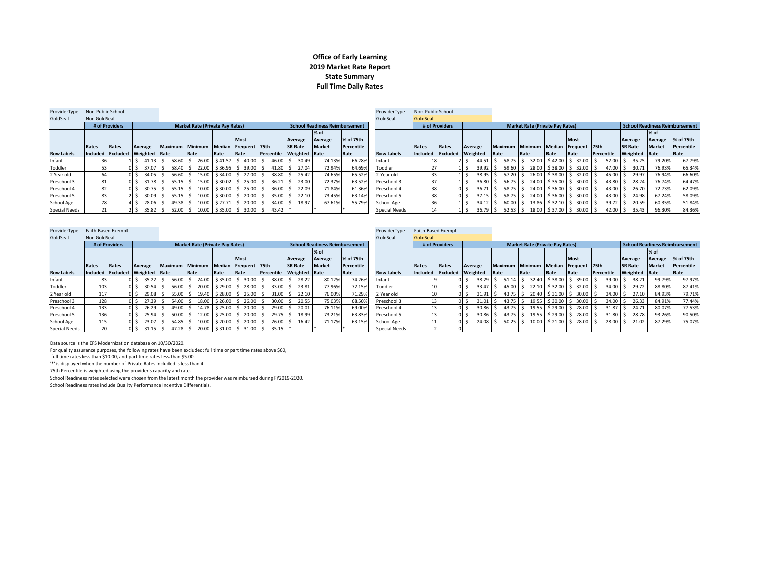**Office of Early Learning**
**2019 Market Rate Report**
**State Summary**
**Full Time Daily Rates**

ProviderType: Non-Public School
GoldSeal: Non GoldSeal

| | # of Providers | | Market Rate (Private Pay Rates) | | | | | | School Readiness Reimbursement | | |
|---|---|---|---|---|---|---|---|---|---|---|---|
| Row Labels | Rates Included | Rates Excluded | Average Weighted | Maximum Rate | Minimum Rate | Median Rate | Most Frequent Rate | 75th Percentile | Average SR Rate Weighted | % of Average Market Rate | % of 75th Percentile Rate |
| Infant | 36 | 1 | $ 41.13 | $ 58.60 | $ 26.00 | $ 41.57 | $ 40.00 | $ 46.00 | $ 30.49 | 74.13% | 66.28% |
| Toddler | 53 | 0 | $ 37.07 | $ 58.40 | $ 22.00 | $ 36.95 | $ 39.00 | $ 41.80 | $ 27.04 | 72.94% | 64.69% |
| 2 Year old | 64 | 0 | $ 34.05 | $ 56.60 | $ 15.00 | $ 34.00 | $ 27.00 | $ 38.80 | $ 25.42 | 74.65% | 65.52% |
| Preschool 3 | 81 | 0 | $ 31.78 | $ 55.15 | $ 15.00 | $ 30.02 | $ 25.00 | $ 36.21 | $ 23.00 | 72.37% | 63.52% |
| Preschool 4 | 82 | 0 | $ 30.75 | $ 55.15 | $ 10.00 | $ 30.00 | $ 25.00 | $ 36.00 | $ 22.09 | 71.84% | 61.36% |
| Preschool 5 | 83 | 2 | $ 30.09 | $ 55.15 | $ 10.00 | $ 30.00 | $ 20.00 | $ 35.00 | $ 22.10 | 73.45% | 63.14% |
| School Age | 78 | 4 | $ 28.06 | $ 49.38 | $ 10.00 | $ 27.71 | $ 20.00 | $ 34.00 | $ 18.97 | 67.61% | 55.79% |
| Special Needs | 21 | 2 | $ 35.82 | $ 52.00 | $ 10.00 | $ 35.00 | $ 30.00 | $ 43.42 | * | * | * |

ProviderType: Non-Public School
GoldSeal: GoldSeal

| | # of Providers | | Market Rate (Private Pay Rates) | | | | | | School Readiness Reimbursement | | |
|---|---|---|---|---|---|---|---|---|---|---|---|
| Row Labels | Rates Included | Rates Excluded | Average Weighted | Maximum Rate | Minimum Rate | Median Rate | Most Frequent Rate | 75th Percentile | Average SR Rate Weighted | % of Average Market Rate | % of 75th Percentile Rate |
| Infant | 18 | 2 | $ 44.51 | $ 58.75 | $ 32.00 | $ 42.00 | $ 32.00 | $ 52.00 | $ 35.25 | 79.20% | 67.79% |
| Toddler | 27 | 1 | $ 39.92 | $ 59.60 | $ 28.00 | $ 38.00 | $ 32.00 | $ 47.00 | $ 30.71 | 76.93% | 65.34% |
| 2 Year old | 33 | 1 | $ 38.95 | $ 57.20 | $ 26.00 | $ 38.00 | $ 32.00 | $ 45.00 | $ 29.97 | 76.94% | 66.60% |
| Preschool 3 | 37 | 1 | $ 36.80 | $ 56.75 | $ 24.00 | $ 35.00 | $ 30.00 | $ 43.80 | $ 28.24 | 76.74% | 64.47% |
| Preschool 4 | 38 | 0 | $ 36.71 | $ 58.75 | $ 24.00 | $ 36.00 | $ 30.00 | $ 43.00 | $ 26.70 | 72.73% | 62.09% |
| Preschool 5 | 38 | 0 | $ 37.15 | $ 58.75 | $ 24.00 | $ 36.00 | $ 30.00 | $ 43.00 | $ 24.98 | 67.24% | 58.09% |
| School Age | 36 | 1 | $ 34.12 | $ 60.00 | $ 13.86 | $ 32.10 | $ 30.00 | $ 39.72 | $ 20.59 | 60.35% | 51.84% |
| Special Needs | 14 | 1 | $ 36.79 | $ 52.53 | $ 18.00 | $ 37.00 | $ 30.00 | $ 42.00 | $ 35.43 | 96.30% | 84.36% |

ProviderType: Faith-Based Exempt
GoldSeal: Non GoldSeal

| | # of Providers | | Market Rate (Private Pay Rates) | | | | | | School Readiness Reimbursement | | |
|---|---|---|---|---|---|---|---|---|---|---|---|
| Row Labels | Rates Included | Rates Excluded | Average Weighted | Maximum Rate | Minimum Rate | Median Rate | Most Frequent Rate | 75th Percentile | Average SR Rate Weighted | % of Average Market Rate | % of 75th Percentile Rate |
| Infant | 83 | 0 | $ 35.22 | $ 56.00 | $ 24.00 | $ 35.00 | $ 30.00 | $ 38.00 | $ 28.22 | 80.12% | 74.26% |
| Toddler | 103 | 0 | $ 30.54 | $ 56.00 | $ 20.00 | $ 29.00 | $ 28.00 | $ 33.00 | $ 23.81 | 77.96% | 72.15% |
| 2 Year old | 117 | 0 | $ 29.08 | $ 55.00 | $ 19.40 | $ 28.00 | $ 25.00 | $ 31.00 | $ 22.10 | 76.00% | 71.29% |
| Preschool 3 | 128 | 0 | $ 27.39 | $ 54.00 | $ 18.00 | $ 26.00 | $ 26.00 | $ 30.00 | $ 20.55 | 75.03% | 68.50% |
| Preschool 4 | 133 | 0 | $ 26.29 | $ 49.00 | $ 14.78 | $ 25.00 | $ 20.00 | $ 29.00 | $ 20.01 | 76.11% | 69.00% |
| Preschool 5 | 136 | 0 | $ 25.94 | $ 50.00 | $ 12.00 | $ 25.00 | $ 20.00 | $ 29.75 | $ 18.99 | 73.21% | 63.83% |
| School Age | 115 | 0 | $ 23.07 | $ 54.85 | $ 10.00 | $ 20.00 | $ 20.00 | $ 26.00 | $ 16.42 | 71.17% | 63.15% |
| Special Needs | 20 | 0 | $ 31.15 | $ 47.28 | $ 20.00 | $ 31.00 | $ 31.00 | $ 35.15 | * | * | * |

ProviderType: Faith-Based Exempt
GoldSeal: GoldSeal

| | # of Providers | | Market Rate (Private Pay Rates) | | | | | | School Readiness Reimbursement | | |
|---|---|---|---|---|---|---|---|---|---|---|---|
| Row Labels | Rates Included | Rates Excluded | Average Weighted | Maximum Rate | Minimum Rate | Median Rate | Most Frequent Rate | 75th Percentile | Average SR Rate Weighted | % of Average Market Rate | % of 75th Percentile Rate |
| Infant | 9 | 0 | $ 38.29 | $ 51.14 | $ 32.40 | $ 38.00 | $ 39.00 | $ 39.00 | $ 38.21 | 99.79% | 97.97% |
| Toddler | 10 | 0 | $ 33.47 | $ 45.00 | $ 22.10 | $ 32.00 | $ 32.00 | $ 34.00 | $ 29.72 | 88.80% | 87.41% |
| 2 Year old | 10 | 0 | $ 31.91 | $ 43.75 | $ 20.40 | $ 31.00 | $ 30.00 | $ 34.00 | $ 27.10 | 84.93% | 79.71% |
| Preschool 3 | 13 | 0 | $ 31.01 | $ 43.75 | $ 19.55 | $ 30.00 | $ 30.00 | $ 34.00 | $ 26.33 | 84.91% | 77.44% |
| Preschool 4 | 13 | 0 | $ 30.86 | $ 43.75 | $ 19.55 | $ 29.00 | $ 28.00 | $ 31.87 | $ 24.71 | 80.07% | 77.53% |
| Preschool 5 | 13 | 0 | $ 30.86 | $ 43.75 | $ 19.55 | $ 29.00 | $ 28.00 | $ 31.80 | $ 28.78 | 93.26% | 90.50% |
| School Age | 11 | 0 | $ 24.08 | $ 50.25 | $ 10.00 | $ 21.00 | $ 28.00 | $ 28.00 | $ 21.02 | 87.29% | 75.07% |
| Special Needs | 2 | 0 | | | | | | | | | |

Data source is the EFS Modernization database on 10/30/2020.

For quality assurance purposes, the following rates have been excluded: full time or part time rates above $60,
full time rates less than $10.00, and part time rates less than $5.00.

'*' is displayed when the number of Private Rates Included is less than 4.

75th Percentile is weighted using the provider's capacity and rate.

School Readiness rates selected were chosen from the latest month the provider was reimbursed during FY2019-2020.

School Readiness rates include Quality Performance Incentive Differentials.